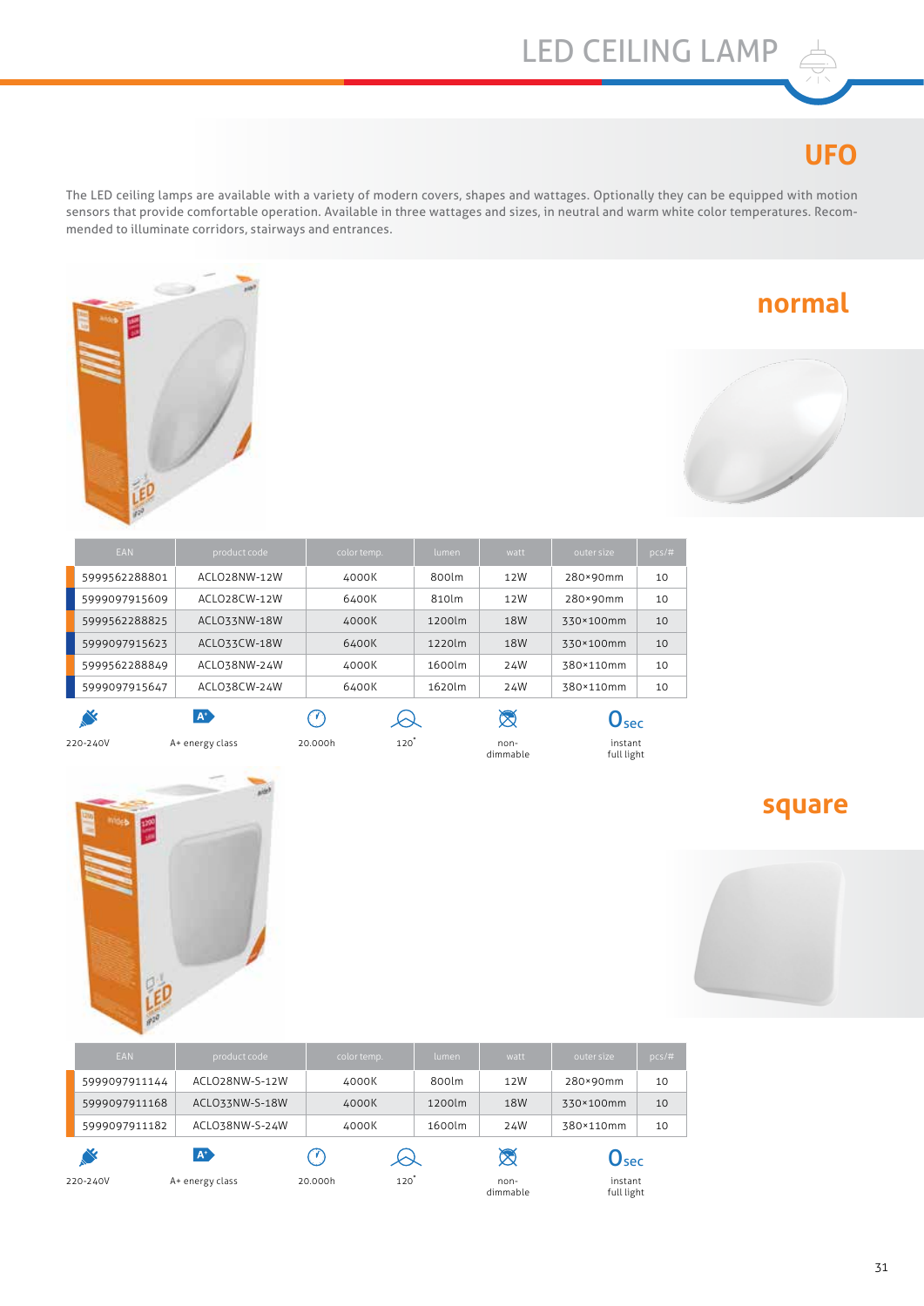# LED CEILING LAMP

## UFO

The LED ceiling lamps are available with a variety of modern covers, shapes and wattages. Optionally they can be equipped with motion sensors that provide comfortable operation. Available in three wattages and sizes, in neutral and warm white color temperatures. Recommended to illuminate corridors, stairways and entrances.

### normal

| EAN | product code | color temp. | lumen | watt | outer size | pcs/# |
|---|---|---|---|---|---|---|
| 5999562288801 | ACLO28NW-12W | 4000K | 800lm | 12W | 280×90mm | 10 |
| 5999097915609 | ACLO28CW-12W | 6400K | 810lm | 12W | 280×90mm | 10 |
| 5999562288825 | ACLO33NW-18W | 4000K | 1200lm | 18W | 330×100mm | 10 |
| 5999097915623 | ACLO33CW-18W | 6400K | 1220lm | 18W | 330×100mm | 10 |
| 5999562288849 | ACLO38NW-24W | 4000K | 1600lm | 24W | 380×110mm | 10 |
| 5999097915647 | ACLO38CW-24W | 6400K | 1620lm | 24W | 380×110mm | 10 |

220-240V | A+ energy class | 20.000h | 120° | non-dimmable | 0 sec instant full light

### square

| EAN | product code | color temp. | lumen | watt | outer size | pcs/# |
|---|---|---|---|---|---|---|
| 5999097911144 | ACLO28NW-S-12W | 4000K | 800lm | 12W | 280×90mm | 10 |
| 5999097911168 | ACLO33NW-S-18W | 4000K | 1200lm | 18W | 330×100mm | 10 |
| 5999097911182 | ACLO38NW-S-24W | 4000K | 1600lm | 24W | 380×110mm | 10 |

220-240V | A+ energy class | 20.000h | 120° | non-dimmable | 0 sec instant full light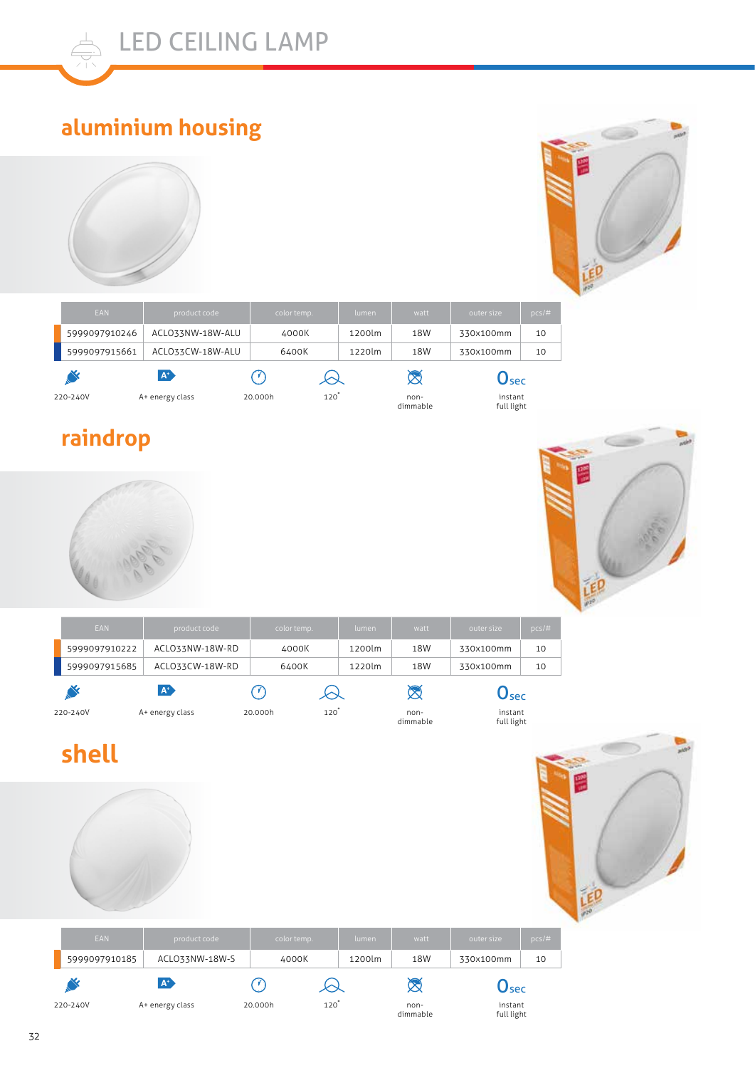# LED CEILING LAMP

## aluminium housing

| EAN | product code | color temp. | lumen | watt | outer size | pcs/# |
|---|---|---|---|---|---|---|
| 5999097910246 | ACLO33NW-18W-ALU | 4000K | 1200lm | 18W | 330x100mm | 10 |
| 5999097915661 | ACLO33CW-18W-ALU | 6400K | 1220lm | 18W | 330x100mm | 10 |

220-240V | A+ energy class | 20.000h | 120° | non-dimmable | 0sec instant full light

## raindrop

| EAN | product code | color temp. | lumen | watt | outer size | pcs/# |
|---|---|---|---|---|---|---|
| 5999097910222 | ACLO33NW-18W-RD | 4000K | 1200lm | 18W | 330x100mm | 10 |
| 5999097915685 | ACLO33CW-18W-RD | 6400K | 1220lm | 18W | 330x100mm | 10 |

220-240V | A+ energy class | 20.000h | 120° | non-dimmable | 0sec instant full light

## shell

| EAN | product code | color temp. | lumen | watt | outer size | pcs/# |
|---|---|---|---|---|---|---|
| 5999097910185 | ACLO33NW-18W-S | 4000K | 1200lm | 18W | 330x100mm | 10 |

220-240V | A+ energy class | 20.000h | 120° | non-dimmable | 0sec instant full light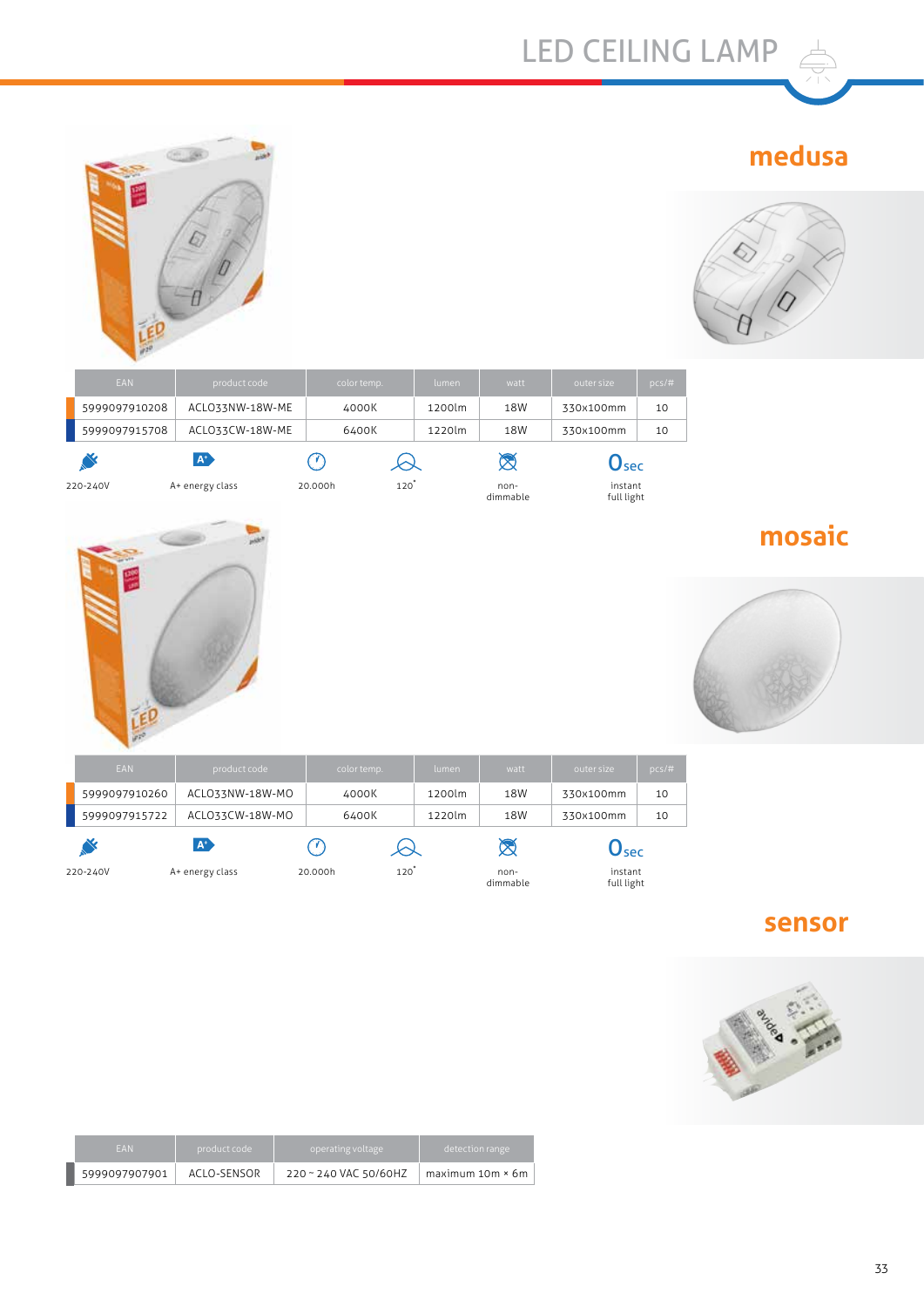# LED CEILING LAMP

## medusa

| EAN | product code | color temp. | lumen | watt | outer size | pcs/# |
|---|---|---|---|---|---|---|
| 5999097910208 | ACLO33NW-18W-ME | 4000K | 1200lm | 18W | 330x100mm | 10 |
| 5999097915708 | ACLO33CW-18W-ME | 6400K | 1220lm | 18W | 330x100mm | 10 |

220-240V | A+ energy class | 20.000h | 120° | non-dimmable | 0 sec instant full light

## mosaic

| EAN | product code | color temp. | lumen | watt | outer size | pcs/# |
|---|---|---|---|---|---|---|
| 5999097910260 | ACLO33NW-18W-MO | 4000K | 1200lm | 18W | 330x100mm | 10 |
| 5999097915722 | ACLO33CW-18W-MO | 6400K | 1220lm | 18W | 330x100mm | 10 |

220-240V | A+ energy class | 20.000h | 120° | non-dimmable | 0 sec instant full light

## sensor

| EAN | product code | operating voltage | detection range |
|---|---|---|---|
| 5999097907901 | ACLO-SENSOR | 220 ~ 240 VAC 50/60HZ | maximum 10m × 6m |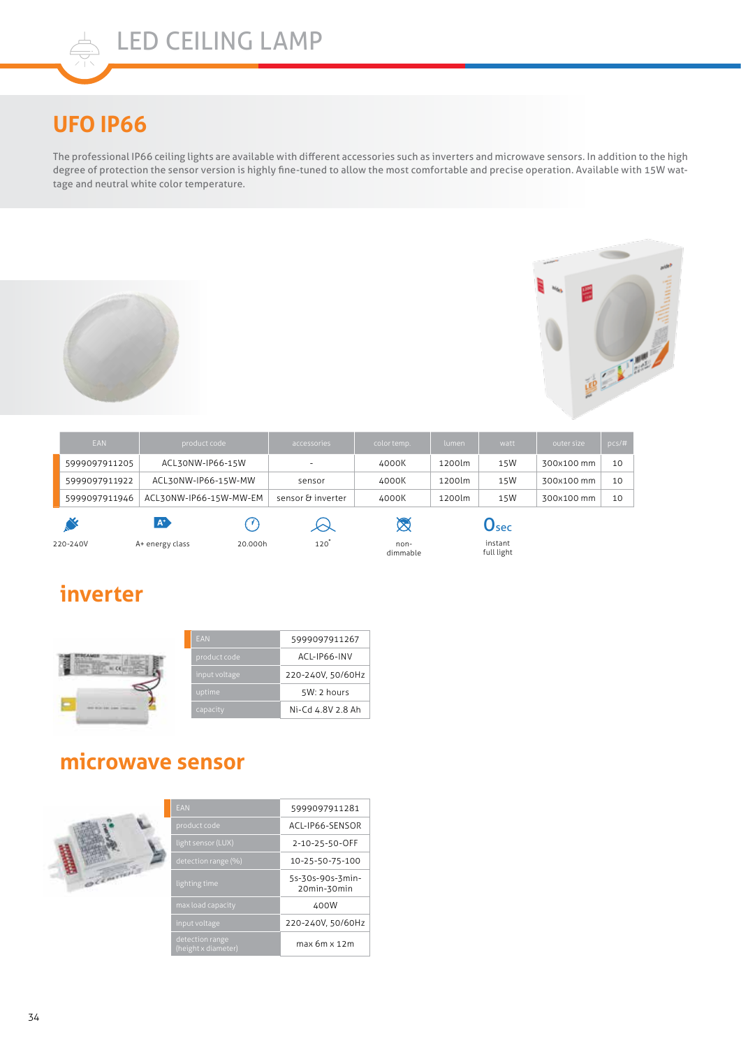# LED CEILING LAMP

## UFO IP66

The professional IP66 ceiling lights are available with different accessories such as inverters and microwave sensors. In addition to the high degree of protection the sensor version is highly fine-tuned to allow the most comfortable and precise operation. Available with 15W wattage and neutral white color temperature.

| EAN | product code | accessories | color temp. | lumen | watt | outer size | pcs/# |
|---|---|---|---|---|---|---|---|
| 5999097911205 | ACL30NW-IP66-15W | - | 4000K | 1200lm | 15W | 300x100 mm | 10 |
| 5999097911922 | ACL30NW-IP66-15W-MW | sensor | 4000K | 1200lm | 15W | 300x100 mm | 10 |
| 5999097911946 | ACL30NW-IP66-15W-MW-EM | sensor & inverter | 4000K | 1200lm | 15W | 300x100 mm | 10 |

220-240V | A+ energy class | 20.000h | 120° | non-dimmable | 0sec instant full light

## inverter

| | |
|---|---|
| EAN | 5999097911267 |
| product code | ACL-IP66-INV |
| input voltage | 220-240V, 50/60Hz |
| uptime | 5W: 2 hours |
| capacity | Ni-Cd 4.8V 2.8 Ah |

## microwave sensor

| | |
|---|---|
| EAN | 5999097911281 |
| product code | ACL-IP66-SENSOR |
| light sensor (LUX) | 2-10-25-50-OFF |
| detection range (%) | 10-25-50-75-100 |
| lighting time | 5s-30s-90s-3min-20min-30min |
| max load capacity | 400W |
| input voltage | 220-240V, 50/60Hz |
| detection range (height x diameter) | max 6m x 12m |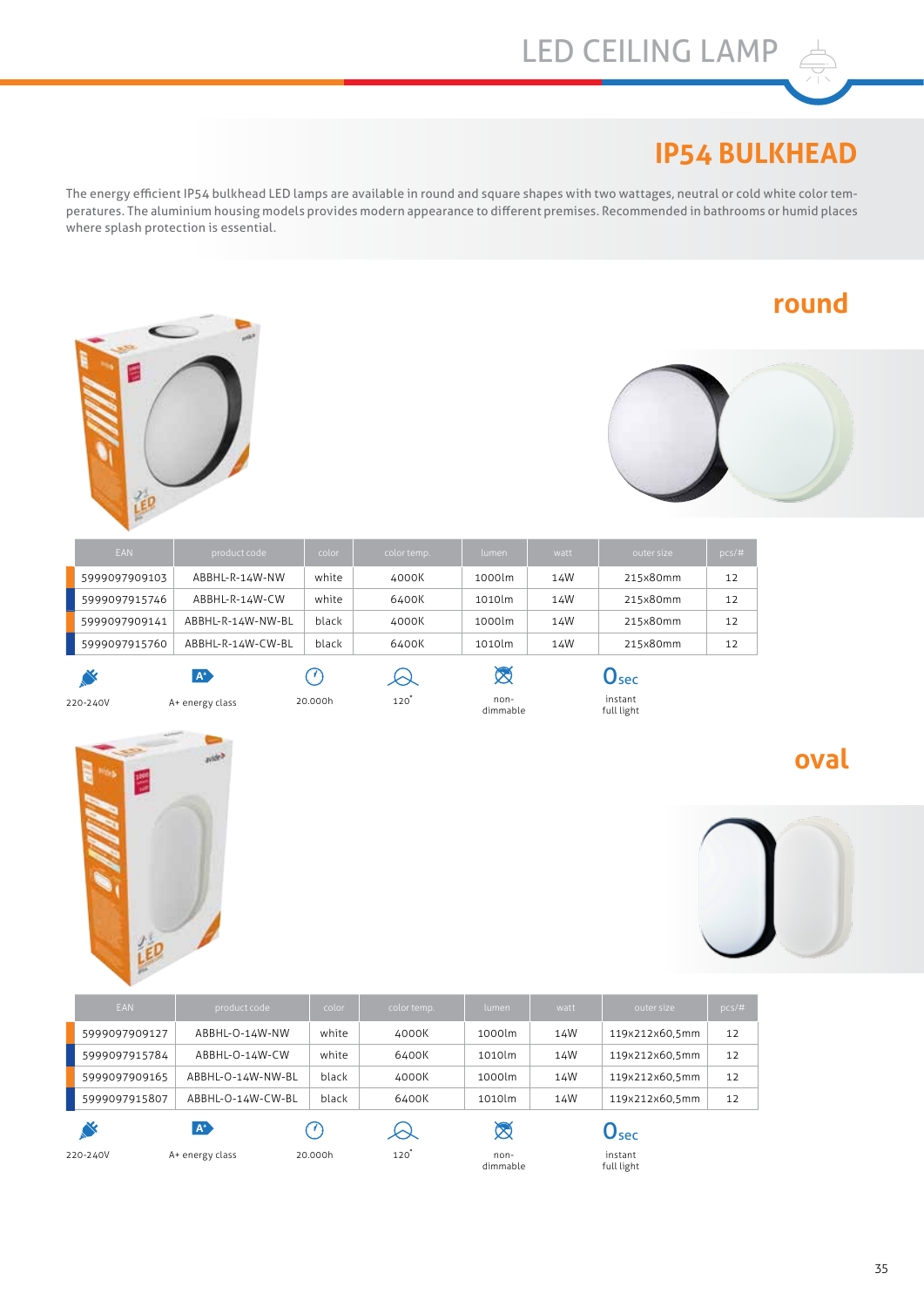# LED CEILING LAMP

## IP54 BULKHEAD

The energy efficient IP54 bulkhead LED lamps are available in round and square shapes with two wattages, neutral or cold white color temperatures. The aluminium housing models provides modern appearance to different premises. Recommended in bathrooms or humid places where splash protection is essential.

### round

| EAN | product code | color | color temp. | lumen | watt | outer size | pcs/# |
|---|---|---|---|---|---|---|---|
| 5999097909103 | ABBHL-R-14W-NW | white | 4000K | 1000lm | 14W | 215x80mm | 12 |
| 5999097915746 | ABBHL-R-14W-CW | white | 6400K | 1010lm | 14W | 215x80mm | 12 |
| 5999097909141 | ABBHL-R-14W-NW-BL | black | 4000K | 1000lm | 14W | 215x80mm | 12 |
| 5999097915760 | ABBHL-R-14W-CW-BL | black | 6400K | 1010lm | 14W | 215x80mm | 12 |

220-240V | A+ energy class | 20.000h | 120° | non-dimmable | 0sec instant full light

### oval

| EAN | product code | color | color temp. | lumen | watt | outer size | pcs/# |
|---|---|---|---|---|---|---|---|
| 5999097909127 | ABBHL-O-14W-NW | white | 4000K | 1000lm | 14W | 119x212x60,5mm | 12 |
| 5999097915784 | ABBHL-O-14W-CW | white | 6400K | 1010lm | 14W | 119x212x60,5mm | 12 |
| 5999097909165 | ABBHL-O-14W-NW-BL | black | 4000K | 1000lm | 14W | 119x212x60,5mm | 12 |
| 5999097915807 | ABBHL-O-14W-CW-BL | black | 6400K | 1010lm | 14W | 119x212x60,5mm | 12 |

220-240V | A+ energy class | 20.000h | 120° | non-dimmable | 0sec instant full light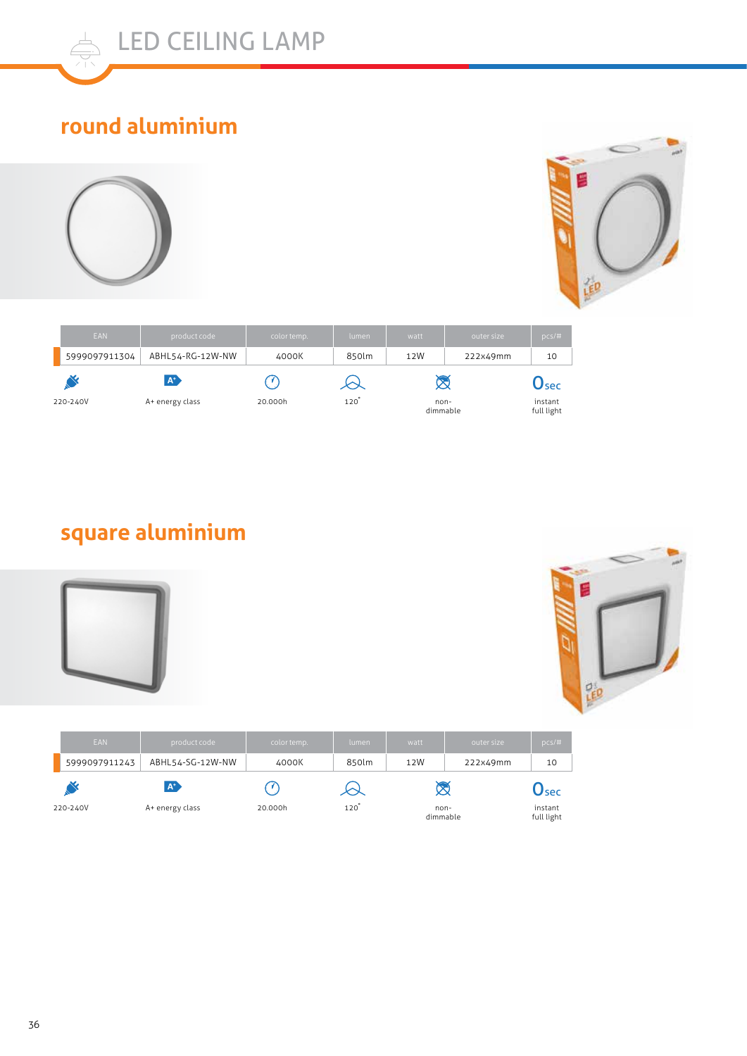# LED CEILING LAMP

## round aluminium

| EAN | product code | color temp. | lumen | watt | outer size | pcs/# |
|---|---|---|---|---|---|---|
| 5999097911304 | ABHL54-RG-12W-NW | 4000K | 850lm | 12W | 222x49mm | 10 |

220-240V

A+ energy class

20.000h

120°

non-dimmable

0sec instant full light

## square aluminium

| EAN | product code | color temp. | lumen | watt | outer size | pcs/# |
|---|---|---|---|---|---|---|
| 5999097911243 | ABHL54-SG-12W-NW | 4000K | 850lm | 12W | 222x49mm | 10 |

220-240V

A+ energy class

20.000h

120°

non-dimmable

0sec instant full light